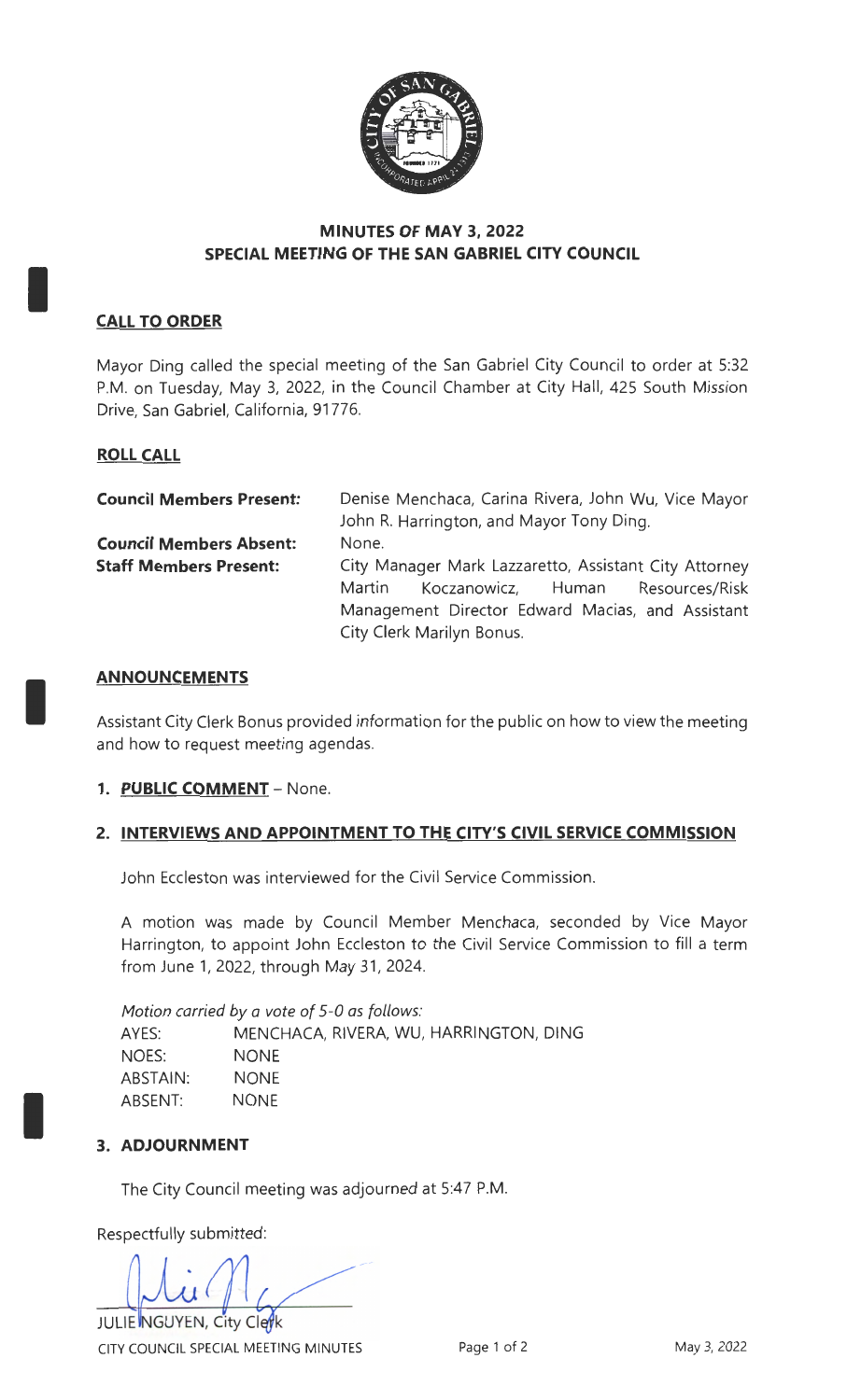# MINUTES OF MAY 3, 2022
## SPECIAL MEETING OF THE SAN GABRIEL CITY COUNCIL

### CALL TO ORDER

Mayor Ding called the special meeting of the San Gabriel City Council to order at 5:32 P.M. on Tuesday, May 3, 2022, in the Council Chamber at City Hall, 425 South Mission Drive, San Gabriel, California, 91776.

### ROLL CALL

| | |
|---|---|
| **Council Members Present:** | Denise Menchaca, Carina Rivera, John Wu, Vice Mayor John R. Harrington, and Mayor Tony Ding. |
| **Council Members Absent:** | None. |
| **Staff Members Present:** | City Manager Mark Lazzaretto, Assistant City Attorney Martin Koczanowicz, Human Resources/Risk Management Director Edward Macias, and Assistant City Clerk Marilyn Bonus. |

### ANNOUNCEMENTS

Assistant City Clerk Bonus provided information for the public on how to view the meeting and how to request meeting agendas.

**1. PUBLIC COMMENT** – None.

**2. INTERVIEWS AND APPOINTMENT TO THE CITY'S CIVIL SERVICE COMMISSION**

John Eccleston was interviewed for the Civil Service Commission.

A motion was made by Council Member Menchaca, seconded by Vice Mayor Harrington, to appoint John Eccleston to the Civil Service Commission to fill a term from June 1, 2022, through May 31, 2024.

*Motion carried by a vote of 5-0 as follows:*

| | |
|---|---|
| AYES: | MENCHACA, RIVERA, WU, HARRINGTON, DING |
| NOES: | NONE |
| ABSTAIN: | NONE |
| ABSENT: | NONE |

**3. ADJOURNMENT**

The City Council meeting was adjourned at 5:47 P.M.

Respectfully submitted:

JULIE NGUYEN, City Clerk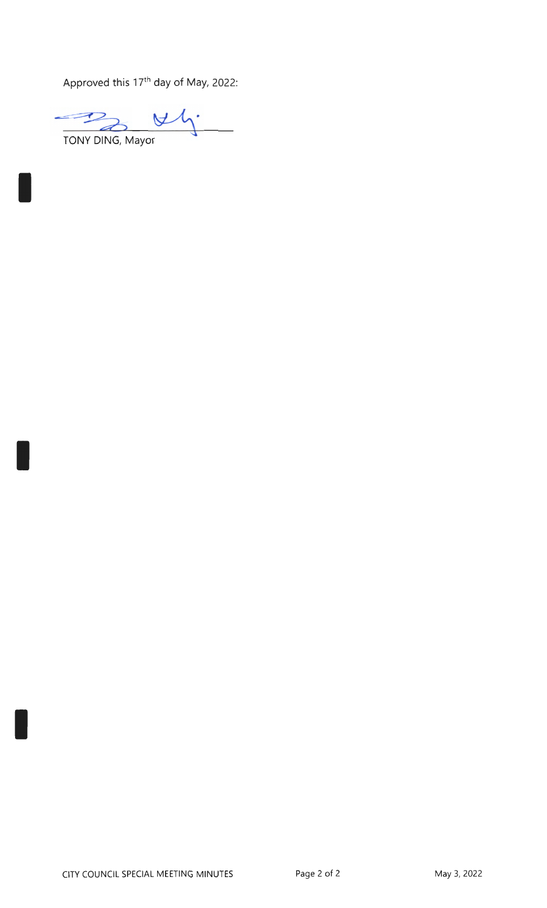Approved this 17th day of May, 2022:

TONY DING, Mayor